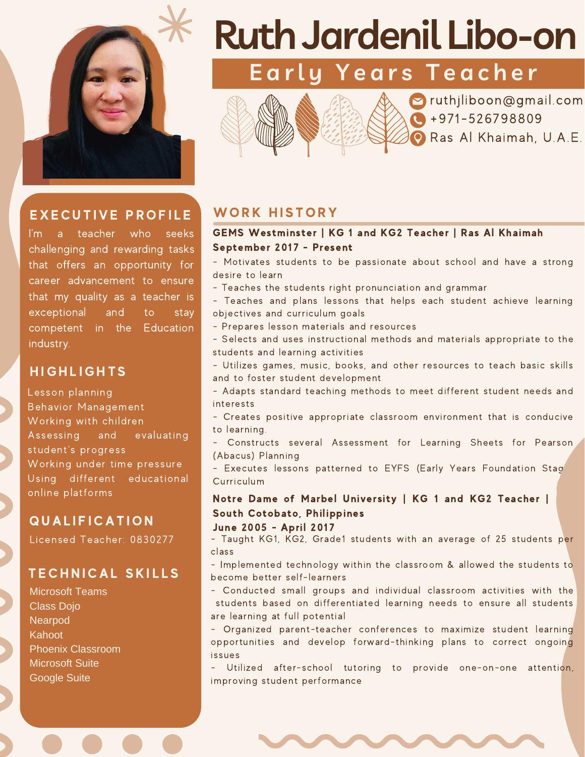# Ruth Jardenil Libo-on

## Early Years Teacher

ruthjliboon@gmail.com
+971-526798809
Ras Al Khaimah, U.A.E.

## EXECUTIVE PROFILE

I'm a teacher who seeks challenging and rewarding tasks that offers an opportunity for career advancement to ensure that my quality as a teacher is exceptional and to stay competent in the Education industry.

## HIGHLIGHTS

Lesson planning
Behavior Management
Working with children
Assessing and evaluating student's progress
Working under time pressure
Using different educational online platforms

## QUALIFICATION

Licensed Teacher: 0830277

## TECHNICAL SKILLS

Microsoft Teams
Class Dojo
Nearpod
Kahoot
Phoenix Classroom
Microsoft Suite
Google Suite

## WORK HISTORY

**GEMS Westminster | KG 1 and KG2 Teacher | Ras Al Khaimah**
**September 2017 - Present**

- Motivates students to be passionate about school and have a strong desire to learn
- Teaches the students right pronunciation and grammar
- Teaches and plans lessons that helps each student achieve learning objectives and curriculum goals
- Prepares lesson materials and resources
- Selects and uses instructional methods and materials appropriate to the students and learning activities
- Utilizes games, music, books, and other resources to teach basic skills and to foster student development
- Adapts standard teaching methods to meet different student needs and interests
- Creates positive appropriate classroom environment that is conducive to learning.
- Constructs several Assessment for Learning Sheets for Pearson (Abacus) Planning
- Executes lessons patterned to EYFS (Early Years Foundation Stag Curriculum

**Notre Dame of Marbel University | KG 1 and KG2 Teacher | South Cotobato, Philippines**
**June 2005 - April 2017**

- Taught KG1, KG2, Grade1 students with an average of 25 students per class
- Implemented technology within the classroom & allowed the students to become better self-learners
- Conducted small groups and individual classroom activities with the students based on differentiated learning needs to ensure all students are learning at full potential
- Organized parent-teacher conferences to maximize student learning opportunities and develop forward-thinking plans to correct ongoing issues
- Utilized after-school tutoring to provide one-on-one attention, improving student performance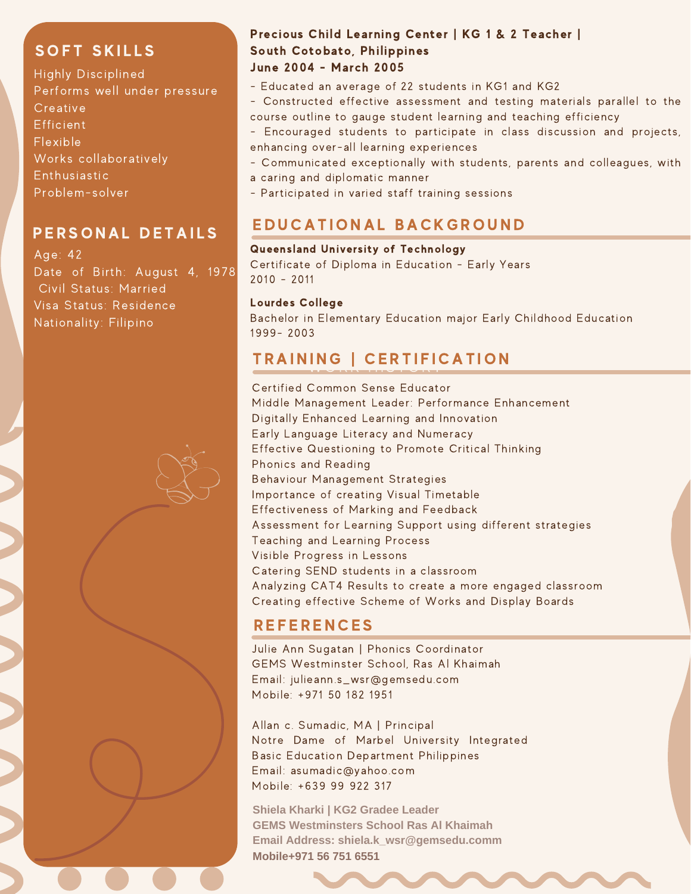## SOFT SKILLS

Highly Disciplined
Performs well under pressure
Creative
Efficient
Flexible
Works collaboratively
Enthusiastic
Problem-solver

## PERSONAL DETAILS

Age: 42
Date of Birth: August 4, 1978
Civil Status: Married
Visa Status: Residence
Nationality: Filipino

**Precious Child Learning Center | KG 1 & 2 Teacher | South Cotobato, Philippines**
**June 2004 - March 2005**

- Educated an average of 22 students in KG1 and KG2
- Constructed effective assessment and testing materials parallel to the course outline to gauge student learning and teaching efficiency
- Encouraged students to participate in class discussion and projects, enhancing over-all learning experiences
- Communicated exceptionally with students, parents and colleagues, with a caring and diplomatic manner
- Participated in varied staff training sessions

## EDUCATIONAL BACKGROUND

**Queensland University of Technology**
Certificate of Diploma in Education - Early Years
2010 - 2011

**Lourdes College**
Bachelor in Elementary Education major Early Childhood Education
1999- 2003

## TRAINING | CERTIFICATION

Certified Common Sense Educator
Middle Management Leader: Performance Enhancement
Digitally Enhanced Learning and Innovation
Early Language Literacy and Numeracy
Effective Questioning to Promote Critical Thinking
Phonics and Reading
Behaviour Management Strategies
Importance of creating Visual Timetable
Effectiveness of Marking and Feedback
Assessment for Learning Support using different strategies
Teaching and Learning Process
Visible Progress in Lessons
Catering SEND students in a classroom
Analyzing CAT4 Results to create a more engaged classroom
Creating effective Scheme of Works and Display Boards

## REFERENCES

Julie Ann Sugatan | Phonics Coordinator
GEMS Westminster School, Ras Al Khaimah
Email: julieann.s_wsr@gemsedu.com
Mobile: +971 50 182 1951

Allan c. Sumadic, MA | Principal
Notre Dame of Marbel University Integrated Basic Education Department Philippines
Email: asumadic@yahoo.com
Mobile: +639 99 922 317

**Shiela Kharki | KG2 Gradee Leader**
**GEMS Westminsters School Ras Al Khaimah**
**Email Address: shiela.k_wsr@gemsedu.comm**
**Mobile+971 56 751 6551**